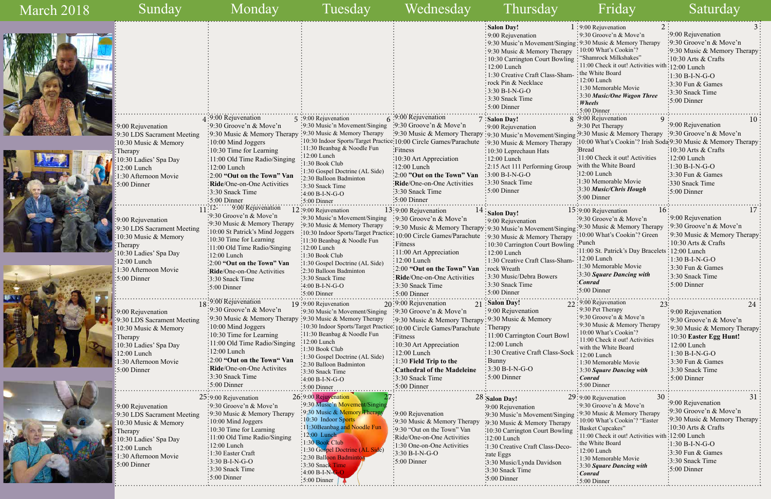# March 2018

| Sunday | Monday | Tuesday | Wednesday | Thursday | Friday | Saturday |
|---|---|---|---|---|---|---|
| | | | | **1** **Salon Day!** 9:00 Rejuvenation 9:30 Music'n Movement/Singing 9:30 Music & Memory Therapy 10:30 Carrington Court Bowling 12:00 Lunch 1:30 Creative Craft Class-Shamrock Pin & Necklace 3:30 B-I-N-G-O 3:30 Snack Time 5:00 Dinner | **2** 9:00 Rejuvenation 9:30 Groove'n & Move'n 9:30 Music & Memory Therapy 10:00 What's Cookin'? "Shamrock Milkshakes" 11:00 Check it out! Activities with the White Board 12:00 Lunch 1:30 Memorable Movie 3:30 ***Music/One Wagon Three Wheels*** 5:00 Dinner | **3** 9:00 Rejuvenation 9:30 Groove'n & Move'n 9:30 Music & Memory Therapy 10:30 Arts & Crafts 12:00 Lunch 1:30 B-I-N-G-O 3:30 Fun & Games 3:30 Snack Time 5:00 Dinner |
| **4** 9:00 Rejuvenation 9:30 LDS Sacrament Meeting 10:30 Music & Memory Therapy 10:30 Ladies' Spa Day 12:00 Lunch 1:30 Afternoon Movie 5:00 Dinner | **5** 9:00 Rejuvenation 9:30 Groove'n & Move'n 9:30 Music & Memory Therapy 10:00 Mind Joggers 10:30 Time for Learning 11:00 Old Time Radio/Singing 12:00 Lunch 2:00 **"Out on the Town" Van Ride**/One-on-One Activities 3:30 Snack Time 5:00 Dinner | **6** 9:00 Rejuvenation 9:30 Music'n Movement/Singing 9:30 Music & Memory Therapy 10:30 Indoor Sports/Target Practice 11:30 Beanbag & Noodle Fun 12:00 Lunch 1:30 Book Club 1:30 Gospel Doctrine (AL Side) 2:30 Balloon Badminton 3:30 Snack Time 4:00 B-I-N-G-O 5:00 Dinner | **7** 9:00 Rejuvenation 9:30 Groove'n & Move'n 9:30 Music & Memory Therapy 10:00 Circle Games/Parachute Fitness 10:30 Art Appreciation 12:00 Lunch 2:00 **"Out on the Town" Van Ride**/One-on-One Activities 3:30 Snack Time 5:00 Dinner | **8** **Salon Day!** 9:00 Rejuvenation 9:30 Music'n Movement/Singing 9:30 Music & Memory Therapy 10:30 Leprechaun Hats 12:00 Lunch 2:15 Act 111 Performing Group 3:00 B-I-N-G-O 3:30 Snack Time 5:00 Dinner | **9** 9:00 Rejuvenation 9:30 Pet Therapy 9:30 Music & Memory Therapy 10:00 What's Cookin'? Irish Soda Bread 11:00 Check it out! Activities with the White Board 12:00 Lunch 1:30 Memorable Movie 3:30 ***Music/Chris Hough*** 5:00 Dinner | **10** 9:00 Rejuvenation 9:30 Groove'n & Move'n 9:30 Music & Memory Therapy 10:30 Arts & Crafts 12:00 Lunch 1:30 B-I-N-G-O 3:30 Fun & Games 330 Snack Time 5:00 Dinner |
| **11** 9:00 Rejuvenation 9:30 LDS Sacrament Meeting 10:30 Music & Memory Therapy 10:30 Ladies' Spa Day 12:00 Lunch 1:30 Afternoon Movie 5:00 Dinner | **12** 9:00 Rejuvenation 9:30 Groove'n & Move'n 9:30 Music & Memory Therapy 10:00 St Patrick's Mind Joggers 10:30 Time for Learning 11:00 Old Time Radio/Singing 12:00 Lunch 2:00 **"Out on the Town" Van Ride**/One-on-One Activities 3:30 Snack Time 5:00 Dinner | **13** 9:00 Rejuvenation 9:30 Music'n Movement/Singing 9:30 Music & Memory Therapy 10:30 Indoor Sports/Target Practice 11:30 Beanbag & Noodle Fun 12:00 Lunch 1:30 Book Club 1:30 Gospel Doctrine (AL Side) 2:30 Balloon Badminton 3:30 Snack Time 4:00 B-I-N-G-O 5:00 Dinner | **14** 9:00 Rejuvenation 9:30 Groove'n & Move'n 9:30 Music & Memory Therapy 10:00 Circle Games/Parachute Fitness 11:00 Art Appreciation 12:00 Lunch 2:00 **"Out on the Town" Van Ride**/One-on-One Activities 3:30 Snack Time 5:00 Dinner | **15** **Salon Day!** 9:00 Rejuvenation 9:30 Music'n Movement/Singing 9:30 Music & Memory Therapy 10:30 Carrington Court Bowling 12:00 Lunch 1:30 Creative Craft Class-Shamrock Wreath 3:30 Music/Debra Bowers 3:30 Snack Time 5:00 Dinner | **16** 9:00 Rejuvenation 9:30 Groove'n & Move'n 9:30 Music & Memory Therapy 10:00 What's Cookin'? Green Punch 11:00 St. Patrick's Day Bracelets 12:00 Lunch 1:30 Memorable Movie 3:30 ***Square Dancing with Conrad*** 5:00 Dinner | **17** 9:00 Rejuvenation 9:30 Groove'n & Move'n 9:30 Music & Memory Therapy 10:30 Arts & Crafts 12:00 Lunch 1:30 B-I-N-G-O 3:30 Fun & Games 3:30 Snack Time 5:00 Dinner |
| **18** 9:00 Rejuvenation 9:30 LDS Sacrament Meeting 10:30 Music & Memory Therapy 10:30 Ladies' Spa Day 12:00 Lunch 1:30 Afternoon Movie 5:00 Dinner | **19** 9:00 Rejuvenation 9:30 Groove'n & Move'n 9:30 Music & Memory Therapy 10:00 Mind Joggers 10:30 Time for Learning 11:00 Old Time Radio/Singing 12:00 Lunch 2:00 **"Out on the Town" Van Ride**/One-on-One Activites 3:30 Snack Time 5:00 Dinner | **20** 9:00 Rejuvenation 9:30 Music'n Movement/Singing 9:30 Music & Memory Therapy 10:30 Indoor Sports/Target Practice 11:30 Beanbag & Noodle Fun 12:00 Lunch 1:30 Book Club 1:30 Gospel Doctrine (AL Side) 2:30 Balloon Badminton 3:30 Snack Time 4:00 B-I-N-G-O 5:00 Dinner | **21** 9:00 Rejuvenation 9:30 Groove'n & Move'n 9:30 Music & Memory Therapy 10:00 Circle Games/Parachute Fitness 10:30 Art Appreciation 12:00 Lunch 1:30 **Field Trip to the Cathedral of the Madeleine** 3:30 Snack Time 5:00 Dinner | **22** **Salon Day!** 9:00 Rejuvenation 9:30 Music & Memory Therapy 11:00 Carrington Court Bowl 12:00 Lunch 1:30 Creative Craft Class-Sock Bunny 3:30 B-I-N-G-O 5:00 Dinner | **23** 9:00 Rejuvenation 9:30 Pet Therapy 9:30 Groove'n & Move'n 9:30 Music & Memory Therapy 10:00 What's Cookin'? 11:00 Check it out! Activities with the White Board 12:00 Lunch 1:30 Memorable Movie 3:30 ***Square Dancing with Conrad*** 5:00 Dinner | **24** 9:00 Rejuvenation 9:30 Groove'n & Move'n 9:30 Music & Memory Therapy 10:30 **Easter Egg Hunt!** 12:00 Lunch 1:30 B-I-N-G-O 3:30 Fun & Games 3:30 Snack Time 5:00 Dinner |
| **25** 9:00 Rejuvenation 9:30 LDS Sacrament Meeting 10:30 Music & Memory Therapy 10:30 Ladies' Spa Day 12:00 Lunch 1:30 Afternoon Movie 5:00 Dinner | **26** 9:00 Rejuvenation 9:30 Groove'n & Move'n 9:30 Music & Memory Therapy 10:00 Mind Joggers 10:30 Time for Learning 11:00 Old Time Radio/Singing 12:00 Lunch 1:30 Easter Craft 3:30 B-I-N-G-O 3:30 Snack Time 5:00 Dinner | **27** 9:00 Rejuvenation 9:30 Music'n Movement/Singing 9:30 Music & Memory Therapy 10:30 Indoor Sports 11:30Beanbag and Noodle Fun 12:00 Lunch 1:30 Book Club 1:30 Gospel Doctrine (AL Side) 2:30 Balloon Badminton 3:30 Snack Time 4:00 B-I-N-G-O 5:00 Dinner | **28** 9:00 Rejuvenation 9:30 Music & Memory Therapy 9:30 "Out on the Town" Van Ride/One-on-One Activities 1:30 One-on-One Activities 3:30 B-I-N-G-O 5:00 Dinner | **29** **Salon Day!** 9:00 Rejuvenation 9:30 Music'n Movement/Singing 9:30 Music & Memory Therapy 10:30 Carrington Court Bowling 12:00 Lunch 1:30 Creative Craft Class-Decorate Eggs 3:30 Music/Lynda Davidson 3:30 Snack Time 5:00 Dinner | **30** 9:00 Rejuvenation 9:30 Groove'n & Move'n 9:30 Music & Memory Therapy 10:00 What's Cookin'? "Easter Basket Cupcakes" 11:00 Check it out! Activities with the White Board 12:00 Lunch 1:30 Memorable Movie 3:30 ***Square Dancing with Conrad*** 5:00 Dinner | **31** 9:00 Rejuvenation 9:30 Groove'n & Move'n 9:30 Music & Memory Therapy 10:30 Arts & Crafts 12:00 Lunch 1:30 B-I-N-G-O 3:30 Fun & Games 3:30 Snack Time 5:00 Dinner |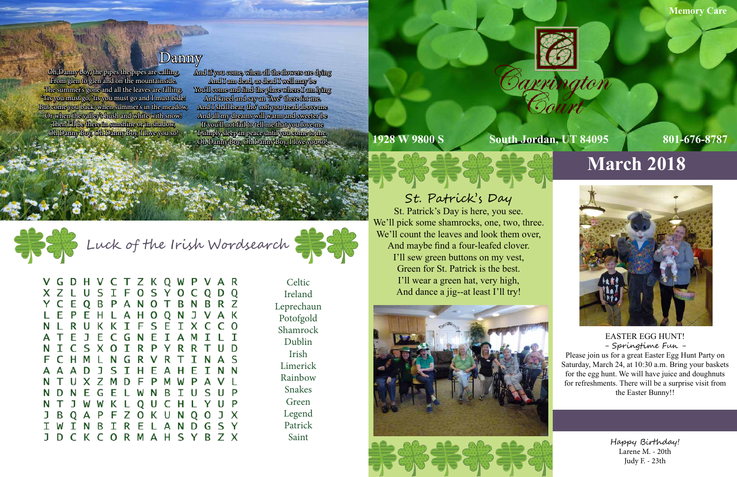## Danny

Oh, Danny boy, the pipes the pipes are calling,
From glen to glen and on the mountainside.
The summer's gone and all the leaves are falling,
'Tis you must go, 'tis you must go and I must bide!
But come you back, when summer's in the meadow,
Or when the valley's hush and white with snow!
Then I'll be there in sunshine or in shadow,
Oh Danny Boy, Oh Danny Boy, I love you so!

And if you come, when all the flowers are dying
And I am dead, as dead I well may be
You'll come and find the place where I am lying
And kneel and say an "Ave" there for me.
And I shall hear, tho' soft you tread above me
And all my dreams will warm and sweeter be
If you'll not fail to tell me that you love me
I simply sleep in peace until you come to me.
Oh Danny Boy, Oh Danny Boy, I love you so!

## Luck of the Irish Wordsearch

```
V G D H V C T Z K Q W P V A R
X Z L U S I F O S Y O C Q D Q
Y C E Q B P A N O T B N B R Z
L E P E H L A H O Q N J V A K
N L R U K K I F S E I X C C O
A T E J E C G N E I A M I L I
N I C S X O I R P Y R R T U D
F C H M L N G R V R T I N A S
A A A D J S I H E A H E I N N
N T U X Z M D F P M W P A V L
N D N E G E L W N B I U S U P
N T J W W K L Q U C H L Y U P
J B Q A P F Z O K U N Q O J X
I W I N B I R E L A N D G S Y
J D C K C O R M A H S Y B Z X
```

Celtic
Ireland
Leprechaun
Potofgold
Shamrock
Dublin
Irish
Limerick
Rainbow
Snakes
Green
Legend
Patrick
Saint

Memory Care

Carrington Court

1928 W 9800 S South Jordan, UT 84095 801-676-8787

# March 2018

## St. Patrick's Day

St. Patrick's Day is here, you see.
We'll pick some shamrocks, one, two, three.
We'll count the leaves and look them over,
And maybe find a four-leafed clover.
I'll sew green buttons on my vest,
Green for St. Patrick is the best.
I'll wear a green hat, very high,
And dance a jig--at least I'll try!

EASTER EGG HUNT!
- Springtime Fun -

Please join us for a great Easter Egg Hunt Party on Saturday, March 24, at 10:30 a.m. Bring your baskets for the egg hunt. We will have juice and doughnuts for refreshments. There will be a surprise visit from the Easter Bunny!!

*Happy Birthday!*
Larene M. - 20th
Judy F. - 23th